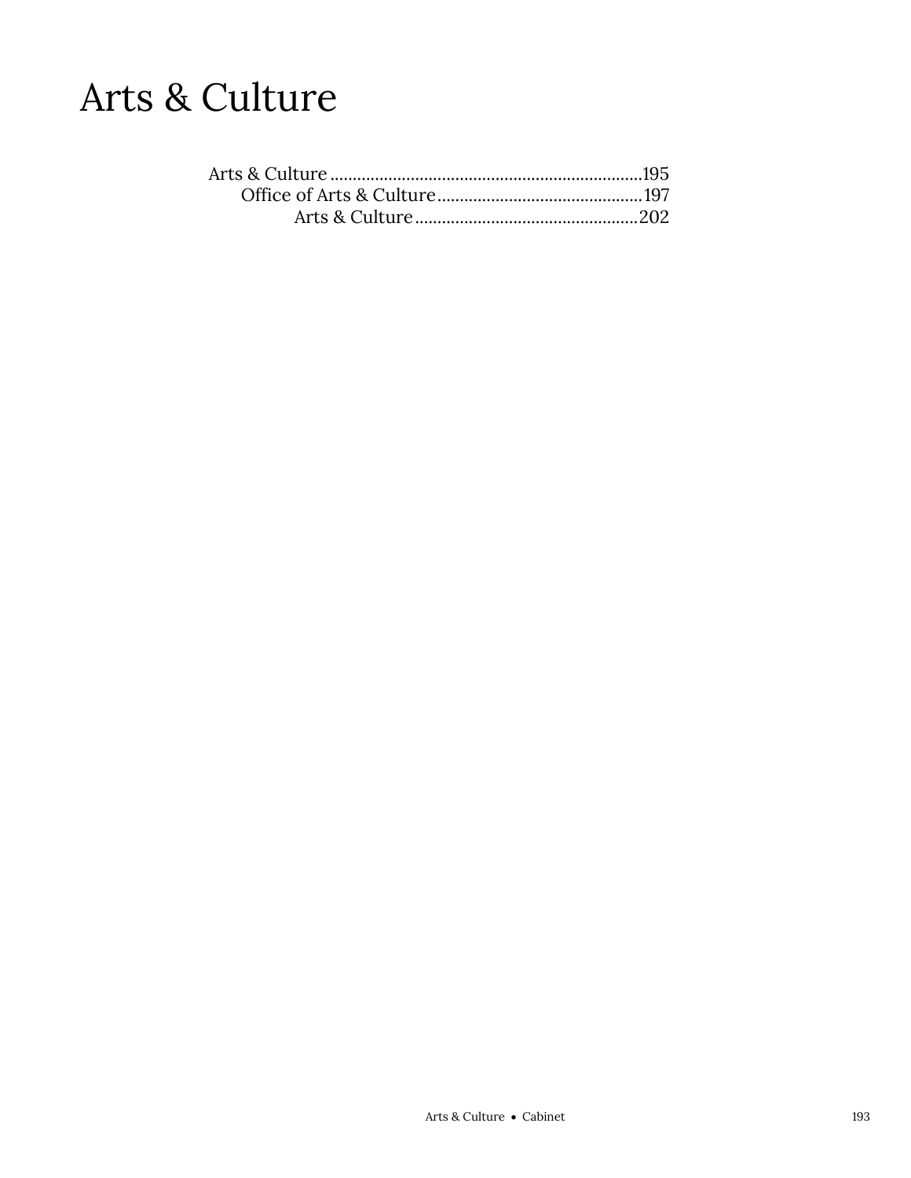# Arts & Culture

Arts & Culture ......................................................................195
    Office of Arts & Culture..............................................197
        Arts & Culture..................................................202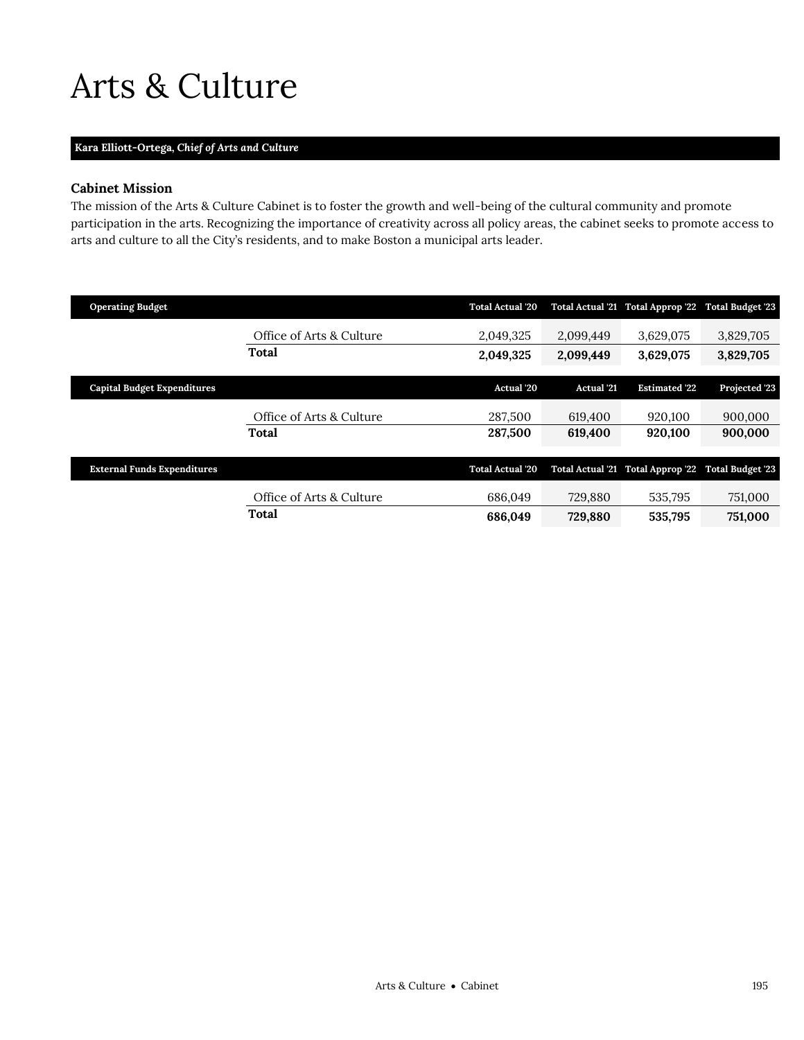# Arts & Culture

***Kara Elliott-Ortega**, Chief of Arts and Culture*

**Cabinet Mission**

The mission of the Arts & Culture Cabinet is to foster the growth and well-being of the cultural community and promote participation in the arts. Recognizing the importance of creativity across all policy areas, the cabinet seeks to promote access to arts and culture to all the City's residents, and to make Boston a municipal arts leader.

| Operating Budget | | Total Actual '20 | Total Actual '21 | Total Approp '22 | Total Budget '23 |
|---|---|---|---|---|---|
| | Office of Arts & Culture | 2,049,325 | 2,099,449 | 3,629,075 | 3,829,705 |
| | **Total** | **2,049,325** | **2,099,449** | **3,629,075** | **3,829,705** |

| Capital Budget Expenditures | | Actual '20 | Actual '21 | Estimated '22 | Projected '23 |
|---|---|---|---|---|---|
| | Office of Arts & Culture | 287,500 | 619,400 | 920,100 | 900,000 |
| | **Total** | **287,500** | **619,400** | **920,100** | **900,000** |

| External Funds Expenditures | | Total Actual '20 | Total Actual '21 | Total Approp '22 | Total Budget '23 |
|---|---|---|---|---|---|
| | Office of Arts & Culture | 686,049 | 729,880 | 535,795 | 751,000 |
| | **Total** | **686,049** | **729,880** | **535,795** | **751,000** |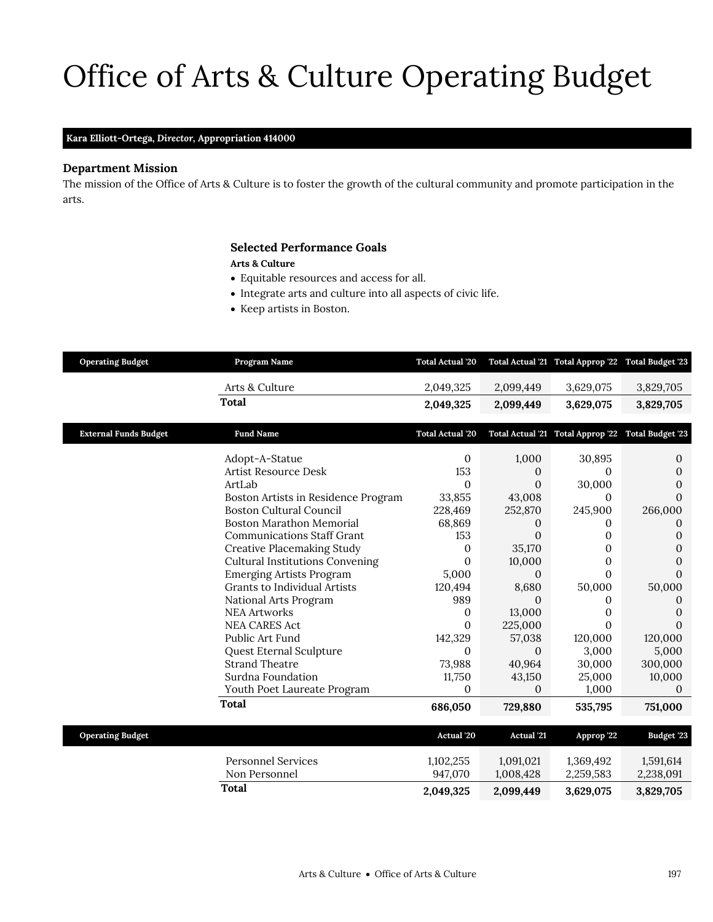# Office of Arts & Culture Operating Budget

**Kara Elliott-Ortega, *Director*, Appropriation 414000**

### Department Mission

The mission of the Office of Arts & Culture is to foster the growth of the cultural community and promote participation in the arts.

### Selected Performance Goals

**Arts & Culture**

- Equitable resources and access for all.
- Integrate arts and culture into all aspects of civic life.
- Keep artists in Boston.

| Operating Budget | Program Name | Total Actual '20 | Total Actual '21 | Total Approp '22 | Total Budget '23 |
|---|---|---|---|---|---|
| | Arts & Culture | 2,049,325 | 2,099,449 | 3,629,075 | 3,829,705 |
| | **Total** | **2,049,325** | **2,099,449** | **3,629,075** | **3,829,705** |

| External Funds Budget | Fund Name | Total Actual '20 | Total Actual '21 | Total Approp '22 | Total Budget '23 |
|---|---|---|---|---|---|
| | Adopt-A-Statue | 0 | 1,000 | 30,895 | 0 |
| | Artist Resource Desk | 153 | 0 | 0 | 0 |
| | ArtLab | 0 | 0 | 30,000 | 0 |
| | Boston Artists in Residence Program | 33,855 | 43,008 | 0 | 0 |
| | Boston Cultural Council | 228,469 | 252,870 | 245,900 | 266,000 |
| | Boston Marathon Memorial | 68,869 | 0 | 0 | 0 |
| | Communications Staff Grant | 153 | 0 | 0 | 0 |
| | Creative Placemaking Study | 0 | 35,170 | 0 | 0 |
| | Cultural Institutions Convening | 0 | 10,000 | 0 | 0 |
| | Emerging Artists Program | 5,000 | 0 | 0 | 0 |
| | Grants to Individual Artists | 120,494 | 8,680 | 50,000 | 50,000 |
| | National Arts Program | 989 | 0 | 0 | 0 |
| | NEA Artworks | 0 | 13,000 | 0 | 0 |
| | NEA CARES Act | 0 | 225,000 | 0 | 0 |
| | Public Art Fund | 142,329 | 57,038 | 120,000 | 120,000 |
| | Quest Eternal Sculpture | 0 | 0 | 3,000 | 5,000 |
| | Strand Theatre | 73,988 | 40,964 | 30,000 | 300,000 |
| | Surdna Foundation | 11,750 | 43,150 | 25,000 | 10,000 |
| | Youth Poet Laureate Program | 0 | 0 | 1,000 | 0 |
| | **Total** | **686,050** | **729,880** | **535,795** | **751,000** |

| Operating Budget | | Actual '20 | Actual '21 | Approp '22 | Budget '23 |
|---|---|---|---|---|---|
| | Personnel Services | 1,102,255 | 1,091,021 | 1,369,492 | 1,591,614 |
| | Non Personnel | 947,070 | 1,008,428 | 2,259,583 | 2,238,091 |
| | **Total** | **2,049,325** | **2,099,449** | **3,629,075** | **3,829,705** |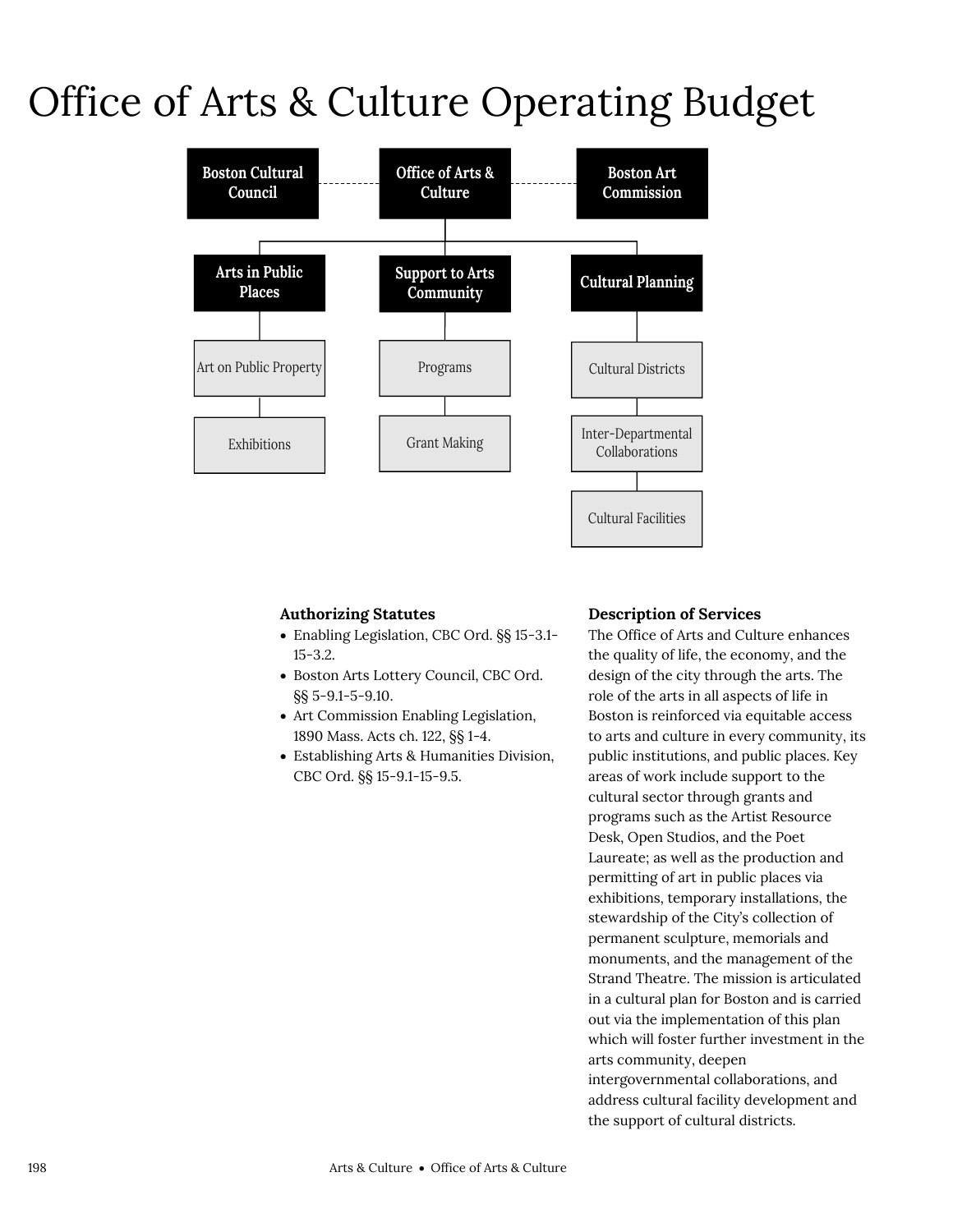# Office of Arts & Culture Operating Budget

Boston Cultural Council — Office of Arts & Culture — Boston Art Commission

- **Arts in Public Places**
  - Art on Public Property
  - Exhibitions
- **Support to Arts Community**
  - Programs
  - Grant Making
- **Cultural Planning**
  - Cultural Districts
  - Inter-Departmental Collaborations
  - Cultural Facilities

### Authorizing Statutes

- Enabling Legislation, CBC Ord. §§ 15-3.1-15-3.2.
- Boston Arts Lottery Council, CBC Ord. §§ 5-9.1-5-9.10.
- Art Commission Enabling Legislation, 1890 Mass. Acts ch. 122, §§ 1-4.
- Establishing Arts & Humanities Division, CBC Ord. §§ 15-9.1-15-9.5.

### Description of Services

The Office of Arts and Culture enhances the quality of life, the economy, and the design of the city through the arts. The role of the arts in all aspects of life in Boston is reinforced via equitable access to arts and culture in every community, its public institutions, and public places. Key areas of work include support to the cultural sector through grants and programs such as the Artist Resource Desk, Open Studios, and the Poet Laureate; as well as the production and permitting of art in public places via exhibitions, temporary installations, the stewardship of the City's collection of permanent sculpture, memorials and monuments, and the management of the Strand Theatre. The mission is articulated in a cultural plan for Boston and is carried out via the implementation of this plan which will foster further investment in the arts community, deepen intergovernmental collaborations, and address cultural facility development and the support of cultural districts.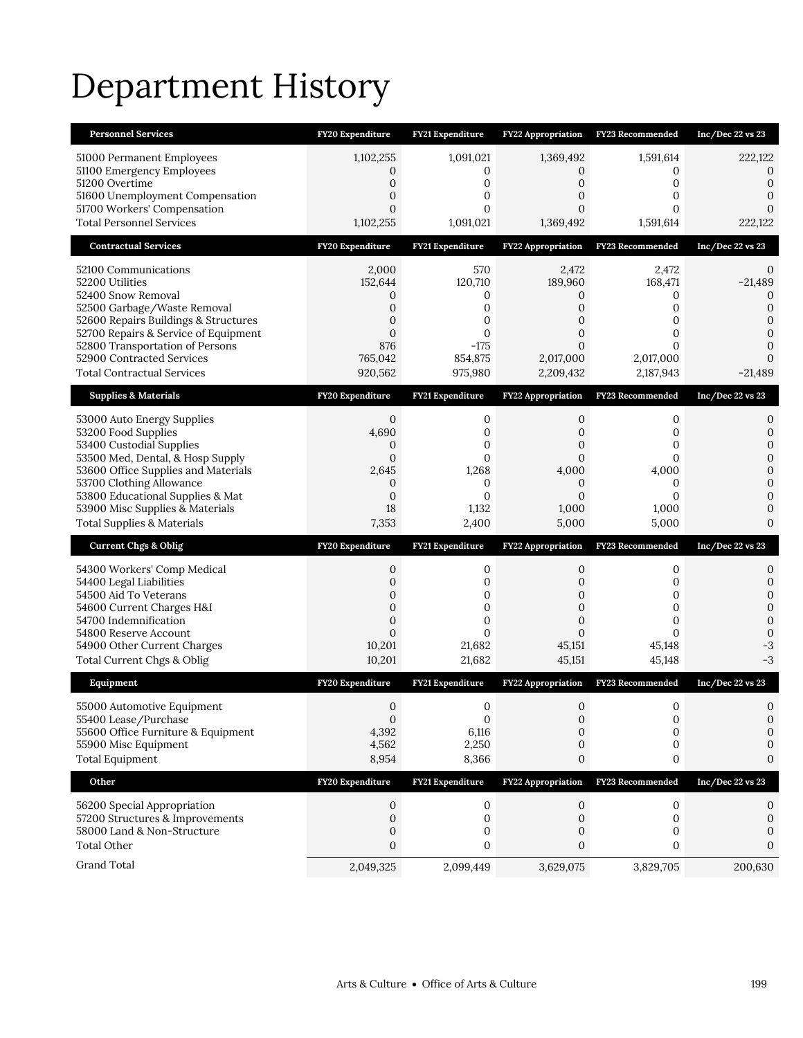# Department History

| Personnel Services | FY20 Expenditure | FY21 Expenditure | FY22 Appropriation | FY23 Recommended | Inc/Dec 22 vs 23 |
|---|---|---|---|---|---|
| 51000 Permanent Employees | 1,102,255 | 1,091,021 | 1,369,492 | 1,591,614 | 222,122 |
| 51100 Emergency Employees | 0 | 0 | 0 | 0 | 0 |
| 51200 Overtime | 0 | 0 | 0 | 0 | 0 |
| 51600 Unemployment Compensation | 0 | 0 | 0 | 0 | 0 |
| 51700 Workers' Compensation | 0 | 0 | 0 | 0 | 0 |
| Total Personnel Services | 1,102,255 | 1,091,021 | 1,369,492 | 1,591,614 | 222,122 |

| Contractual Services | FY20 Expenditure | FY21 Expenditure | FY22 Appropriation | FY23 Recommended | Inc/Dec 22 vs 23 |
|---|---|---|---|---|---|
| 52100 Communications | 2,000 | 570 | 2,472 | 2,472 | 0 |
| 52200 Utilities | 152,644 | 120,710 | 189,960 | 168,471 | -21,489 |
| 52400 Snow Removal | 0 | 0 | 0 | 0 | 0 |
| 52500 Garbage/Waste Removal | 0 | 0 | 0 | 0 | 0 |
| 52600 Repairs Buildings & Structures | 0 | 0 | 0 | 0 | 0 |
| 52700 Repairs & Service of Equipment | 0 | 0 | 0 | 0 | 0 |
| 52800 Transportation of Persons | 876 | -175 | 0 | 0 | 0 |
| 52900 Contracted Services | 765,042 | 854,875 | 2,017,000 | 2,017,000 | 0 |
| Total Contractual Services | 920,562 | 975,980 | 2,209,432 | 2,187,943 | -21,489 |

| Supplies & Materials | FY20 Expenditure | FY21 Expenditure | FY22 Appropriation | FY23 Recommended | Inc/Dec 22 vs 23 |
|---|---|---|---|---|---|
| 53000 Auto Energy Supplies | 0 | 0 | 0 | 0 | 0 |
| 53200 Food Supplies | 4,690 | 0 | 0 | 0 | 0 |
| 53400 Custodial Supplies | 0 | 0 | 0 | 0 | 0 |
| 53500 Med, Dental, & Hosp Supply | 0 | 0 | 0 | 0 | 0 |
| 53600 Office Supplies and Materials | 2,645 | 1,268 | 4,000 | 4,000 | 0 |
| 53700 Clothing Allowance | 0 | 0 | 0 | 0 | 0 |
| 53800 Educational Supplies & Mat | 0 | 0 | 0 | 0 | 0 |
| 53900 Misc Supplies & Materials | 18 | 1,132 | 1,000 | 1,000 | 0 |
| Total Supplies & Materials | 7,353 | 2,400 | 5,000 | 5,000 | 0 |

| Current Chgs & Oblig | FY20 Expenditure | FY21 Expenditure | FY22 Appropriation | FY23 Recommended | Inc/Dec 22 vs 23 |
|---|---|---|---|---|---|
| 54300 Workers' Comp Medical | 0 | 0 | 0 | 0 | 0 |
| 54400 Legal Liabilities | 0 | 0 | 0 | 0 | 0 |
| 54500 Aid To Veterans | 0 | 0 | 0 | 0 | 0 |
| 54600 Current Charges H&I | 0 | 0 | 0 | 0 | 0 |
| 54700 Indemnification | 0 | 0 | 0 | 0 | 0 |
| 54800 Reserve Account | 0 | 0 | 0 | 0 | 0 |
| 54900 Other Current Charges | 10,201 | 21,682 | 45,151 | 45,148 | -3 |
| Total Current Chgs & Oblig | 10,201 | 21,682 | 45,151 | 45,148 | -3 |

| Equipment | FY20 Expenditure | FY21 Expenditure | FY22 Appropriation | FY23 Recommended | Inc/Dec 22 vs 23 |
|---|---|---|---|---|---|
| 55000 Automotive Equipment | 0 | 0 | 0 | 0 | 0 |
| 55400 Lease/Purchase | 0 | 0 | 0 | 0 | 0 |
| 55600 Office Furniture & Equipment | 4,392 | 6,116 | 0 | 0 | 0 |
| 55900 Misc Equipment | 4,562 | 2,250 | 0 | 0 | 0 |
| Total Equipment | 8,954 | 8,366 | 0 | 0 | 0 |

| Other | FY20 Expenditure | FY21 Expenditure | FY22 Appropriation | FY23 Recommended | Inc/Dec 22 vs 23 |
|---|---|---|---|---|---|
| 56200 Special Appropriation | 0 | 0 | 0 | 0 | 0 |
| 57200 Structures & Improvements | 0 | 0 | 0 | 0 | 0 |
| 58000 Land & Non-Structure | 0 | 0 | 0 | 0 | 0 |
| Total Other | 0 | 0 | 0 | 0 | 0 |
| Grand Total | 2,049,325 | 2,099,449 | 3,629,075 | 3,829,705 | 200,630 |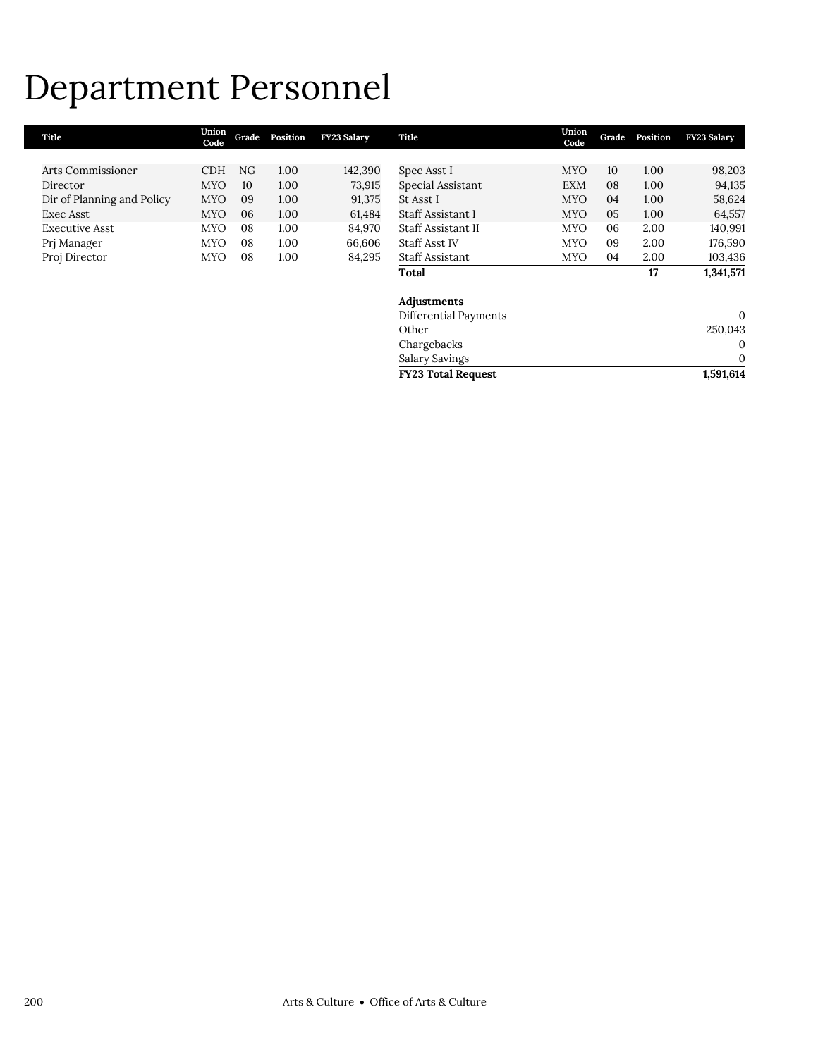# Department Personnel

| Title | Union Code | Grade | Position | FY23 Salary | Title | Union Code | Grade | Position | FY23 Salary |
|---|---|---|---|---|---|---|---|---|---|
| Arts Commissioner | CDH | NG | 1.00 | 142,390 | Spec Asst I | MYO | 10 | 1.00 | 98,203 |
| Director | MYO | 10 | 1.00 | 73,915 | Special Assistant | EXM | 08 | 1.00 | 94,135 |
| Dir of Planning and Policy | MYO | 09 | 1.00 | 91,375 | St Asst I | MYO | 04 | 1.00 | 58,624 |
| Exec Asst | MYO | 06 | 1.00 | 61,484 | Staff Assistant I | MYO | 05 | 1.00 | 64,557 |
| Executive Asst | MYO | 08 | 1.00 | 84,970 | Staff Assistant II | MYO | 06 | 2.00 | 140,991 |
| Prj Manager | MYO | 08 | 1.00 | 66,606 | Staff Asst IV | MYO | 09 | 2.00 | 176,590 |
| Proj Director | MYO | 08 | 1.00 | 84,295 | Staff Assistant | MYO | 04 | 2.00 | 103,436 |
| | | | | | **Total** | | | **17** | **1,341,571** |

| **Adjustments** | |
|---|---|
| Differential Payments | 0 |
| Other | 250,043 |
| Chargebacks | 0 |
| Salary Savings | 0 |
| **FY23 Total Request** | **1,591,614** |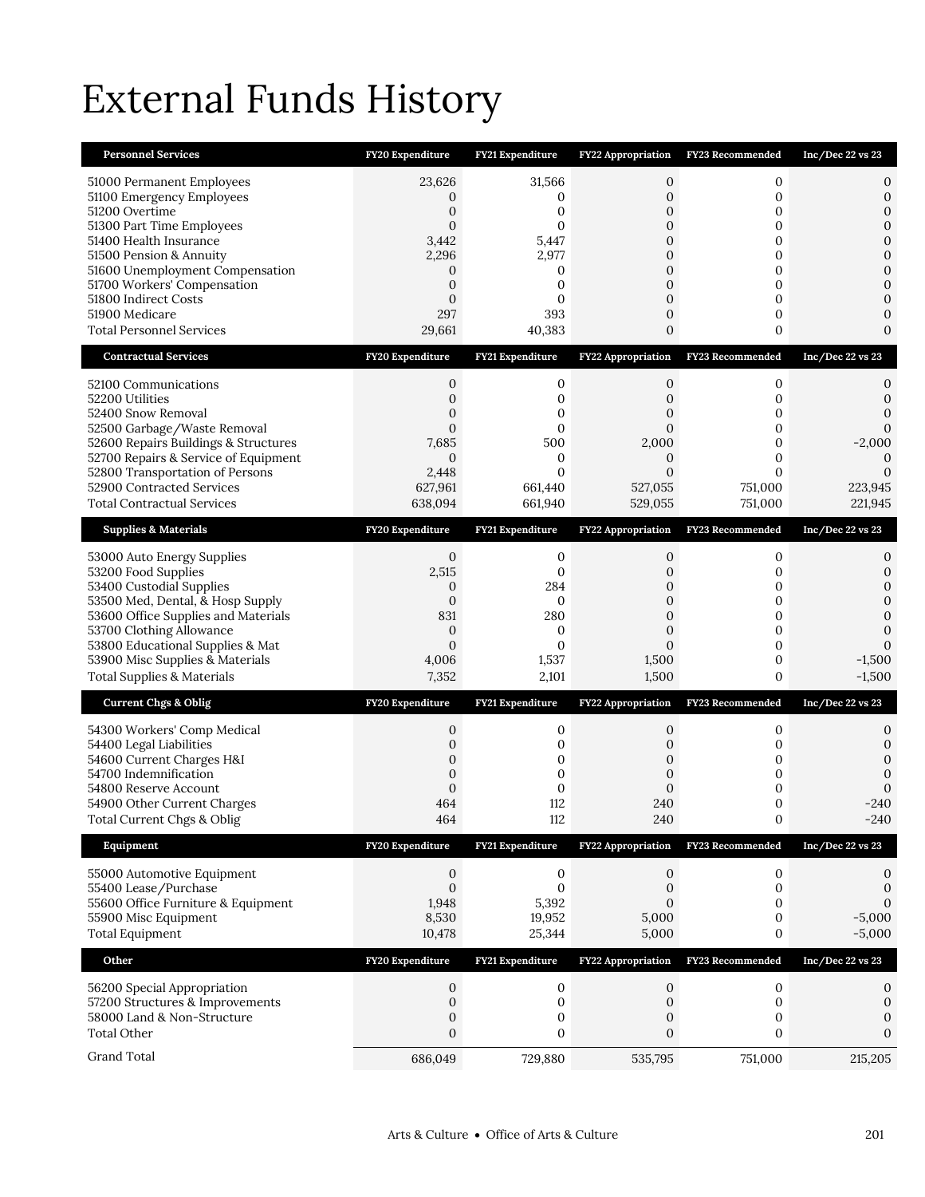# External Funds History

| Personnel Services | FY20 Expenditure | FY21 Expenditure | FY22 Appropriation | FY23 Recommended | Inc/Dec 22 vs 23 |
|---|---|---|---|---|---|
| 51000 Permanent Employees | 23,626 | 31,566 | 0 | 0 | 0 |
| 51100 Emergency Employees | 0 | 0 | 0 | 0 | 0 |
| 51200 Overtime | 0 | 0 | 0 | 0 | 0 |
| 51300 Part Time Employees | 0 | 0 | 0 | 0 | 0 |
| 51400 Health Insurance | 3,442 | 5,447 | 0 | 0 | 0 |
| 51500 Pension & Annuity | 2,296 | 2,977 | 0 | 0 | 0 |
| 51600 Unemployment Compensation | 0 | 0 | 0 | 0 | 0 |
| 51700 Workers' Compensation | 0 | 0 | 0 | 0 | 0 |
| 51800 Indirect Costs | 0 | 0 | 0 | 0 | 0 |
| 51900 Medicare | 297 | 393 | 0 | 0 | 0 |
| Total Personnel Services | 29,661 | 40,383 | 0 | 0 | 0 |

| Contractual Services | FY20 Expenditure | FY21 Expenditure | FY22 Appropriation | FY23 Recommended | Inc/Dec 22 vs 23 |
|---|---|---|---|---|---|
| 52100 Communications | 0 | 0 | 0 | 0 | 0 |
| 52200 Utilities | 0 | 0 | 0 | 0 | 0 |
| 52400 Snow Removal | 0 | 0 | 0 | 0 | 0 |
| 52500 Garbage/Waste Removal | 0 | 0 | 0 | 0 | 0 |
| 52600 Repairs Buildings & Structures | 7,685 | 500 | 2,000 | 0 | -2,000 |
| 52700 Repairs & Service of Equipment | 0 | 0 | 0 | 0 | 0 |
| 52800 Transportation of Persons | 2,448 | 0 | 0 | 0 | 0 |
| 52900 Contracted Services | 627,961 | 661,440 | 527,055 | 751,000 | 223,945 |
| Total Contractual Services | 638,094 | 661,940 | 529,055 | 751,000 | 221,945 |

| Supplies & Materials | FY20 Expenditure | FY21 Expenditure | FY22 Appropriation | FY23 Recommended | Inc/Dec 22 vs 23 |
|---|---|---|---|---|---|
| 53000 Auto Energy Supplies | 0 | 0 | 0 | 0 | 0 |
| 53200 Food Supplies | 2,515 | 0 | 0 | 0 | 0 |
| 53400 Custodial Supplies | 0 | 284 | 0 | 0 | 0 |
| 53500 Med, Dental, & Hosp Supply | 0 | 0 | 0 | 0 | 0 |
| 53600 Office Supplies and Materials | 831 | 280 | 0 | 0 | 0 |
| 53700 Clothing Allowance | 0 | 0 | 0 | 0 | 0 |
| 53800 Educational Supplies & Mat | 0 | 0 | 0 | 0 | 0 |
| 53900 Misc Supplies & Materials | 4,006 | 1,537 | 1,500 | 0 | -1,500 |
| Total Supplies & Materials | 7,352 | 2,101 | 1,500 | 0 | -1,500 |

| Current Chgs & Oblig | FY20 Expenditure | FY21 Expenditure | FY22 Appropriation | FY23 Recommended | Inc/Dec 22 vs 23 |
|---|---|---|---|---|---|
| 54300 Workers' Comp Medical | 0 | 0 | 0 | 0 | 0 |
| 54400 Legal Liabilities | 0 | 0 | 0 | 0 | 0 |
| 54600 Current Charges H&I | 0 | 0 | 0 | 0 | 0 |
| 54700 Indemnification | 0 | 0 | 0 | 0 | 0 |
| 54800 Reserve Account | 0 | 0 | 0 | 0 | 0 |
| 54900 Other Current Charges | 464 | 112 | 240 | 0 | -240 |
| Total Current Chgs & Oblig | 464 | 112 | 240 | 0 | -240 |

| Equipment | FY20 Expenditure | FY21 Expenditure | FY22 Appropriation | FY23 Recommended | Inc/Dec 22 vs 23 |
|---|---|---|---|---|---|
| 55000 Automotive Equipment | 0 | 0 | 0 | 0 | 0 |
| 55400 Lease/Purchase | 0 | 0 | 0 | 0 | 0 |
| 55600 Office Furniture & Equipment | 1,948 | 5,392 | 0 | 0 | 0 |
| 55900 Misc Equipment | 8,530 | 19,952 | 5,000 | 0 | -5,000 |
| Total Equipment | 10,478 | 25,344 | 5,000 | 0 | -5,000 |

| Other | FY20 Expenditure | FY21 Expenditure | FY22 Appropriation | FY23 Recommended | Inc/Dec 22 vs 23 |
|---|---|---|---|---|---|
| 56200 Special Appropriation | 0 | 0 | 0 | 0 | 0 |
| 57200 Structures & Improvements | 0 | 0 | 0 | 0 | 0 |
| 58000 Land & Non-Structure | 0 | 0 | 0 | 0 | 0 |
| Total Other | 0 | 0 | 0 | 0 | 0 |
| Grand Total | 686,049 | 729,880 | 535,795 | 751,000 | 215,205 |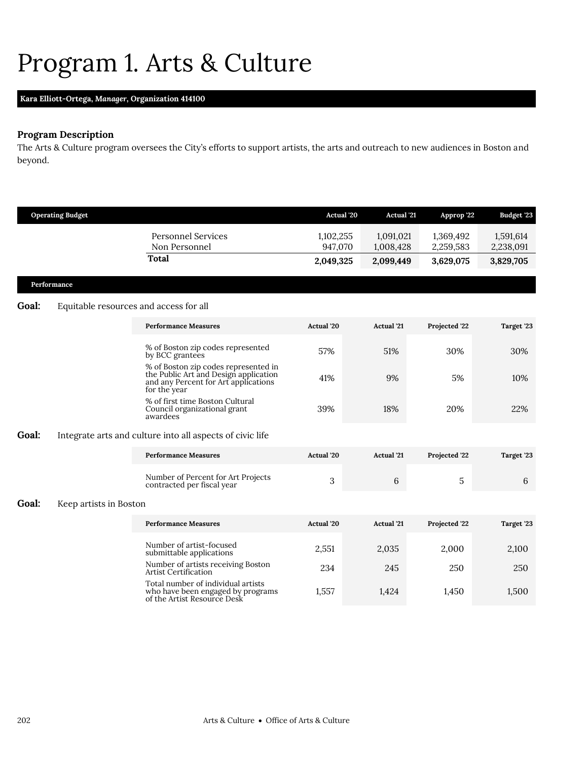# Program 1. Arts & Culture

**Kara Elliott-Ortega, *Manager*, Organization 414100**

### Program Description

The Arts & Culture program oversees the City's efforts to support artists, the arts and outreach to new audiences in Boston and beyond.

| Operating Budget | Actual '20 | Actual '21 | Approp '22 | Budget '23 |
|---|---|---|---|---|
| Personnel Services | 1,102,255 | 1,091,021 | 1,369,492 | 1,591,614 |
| Non Personnel | 947,070 | 1,008,428 | 2,259,583 | 2,238,091 |
| **Total** | **2,049,325** | **2,099,449** | **3,629,075** | **3,829,705** |

### Performance

**Goal:** Equitable resources and access for all

| Performance Measures | Actual '20 | Actual '21 | Projected '22 | Target '23 |
|---|---|---|---|---|
| % of Boston zip codes represented by BCC grantees | 57% | 51% | 30% | 30% |
| % of Boston zip codes represented in the Public Art and Design application and any Percent for Art applications for the year | 41% | 9% | 5% | 10% |
| % of first time Boston Cultural Council organizational grant awardees | 39% | 18% | 20% | 22% |

**Goal:** Integrate arts and culture into all aspects of civic life

| Performance Measures | Actual '20 | Actual '21 | Projected '22 | Target '23 |
|---|---|---|---|---|
| Number of Percent for Art Projects contracted per fiscal year | 3 | 6 | 5 | 6 |

**Goal:** Keep artists in Boston

| Performance Measures | Actual '20 | Actual '21 | Projected '22 | Target '23 |
|---|---|---|---|---|
| Number of artist-focused submittable applications | 2,551 | 2,035 | 2,000 | 2,100 |
| Number of artists receiving Boston Artist Certification | 234 | 245 | 250 | 250 |
| Total number of individual artists who have been engaged by programs of the Artist Resource Desk | 1,557 | 1,424 | 1,450 | 1,500 |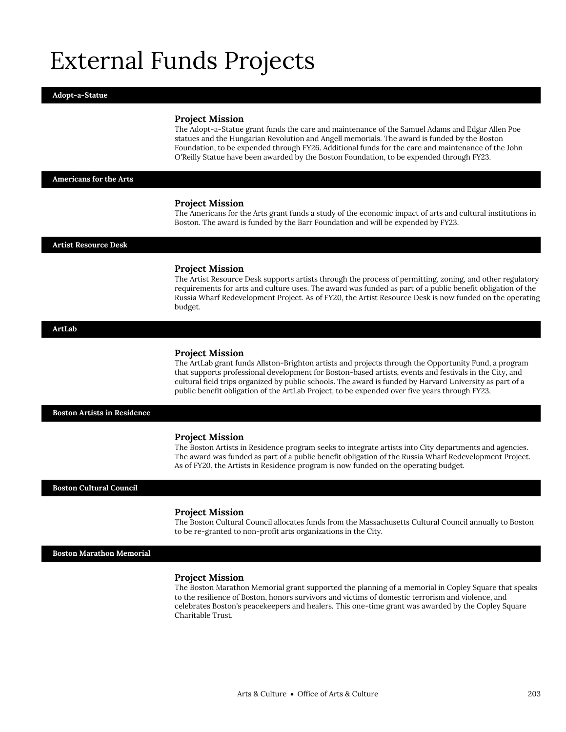# External Funds Projects

## Adopt-a-Statue

### Project Mission

The Adopt-a-Statue grant funds the care and maintenance of the Samuel Adams and Edgar Allen Poe statues and the Hungarian Revolution and Angell memorials. The award is funded by the Boston Foundation, to be expended through FY26. Additional funds for the care and maintenance of the John O'Reilly Statue have been awarded by the Boston Foundation, to be expended through FY23.

## Americans for the Arts

### Project Mission

The Americans for the Arts grant funds a study of the economic impact of arts and cultural institutions in Boston. The award is funded by the Barr Foundation and will be expended by FY23.

## Artist Resource Desk

### Project Mission

The Artist Resource Desk supports artists through the process of permitting, zoning, and other regulatory requirements for arts and culture uses. The award was funded as part of a public benefit obligation of the Russia Wharf Redevelopment Project. As of FY20, the Artist Resource Desk is now funded on the operating budget.

## ArtLab

### Project Mission

The ArtLab grant funds Allston-Brighton artists and projects through the Opportunity Fund, a program that supports professional development for Boston-based artists, events and festivals in the City, and cultural field trips organized by public schools. The award is funded by Harvard University as part of a public benefit obligation of the ArtLab Project, to be expended over five years through FY23.

## Boston Artists in Residence

### Project Mission

The Boston Artists in Residence program seeks to integrate artists into City departments and agencies. The award was funded as part of a public benefit obligation of the Russia Wharf Redevelopment Project. As of FY20, the Artists in Residence program is now funded on the operating budget.

## Boston Cultural Council

### Project Mission

The Boston Cultural Council allocates funds from the Massachusetts Cultural Council annually to Boston to be re-granted to non-profit arts organizations in the City.

## Boston Marathon Memorial

### Project Mission

The Boston Marathon Memorial grant supported the planning of a memorial in Copley Square that speaks to the resilience of Boston, honors survivors and victims of domestic terrorism and violence, and celebrates Boston's peacekeepers and healers. This one-time grant was awarded by the Copley Square Charitable Trust.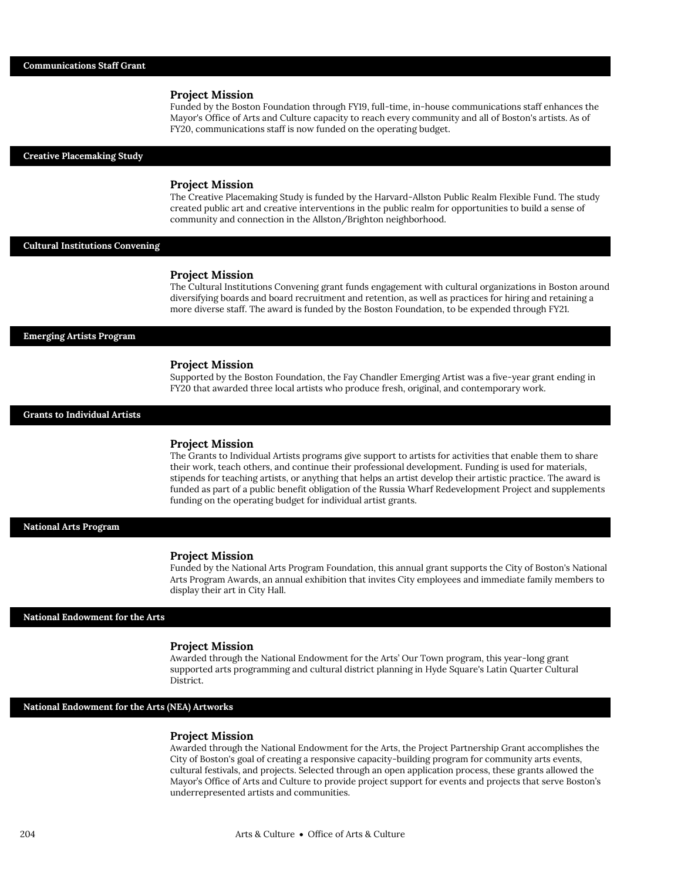## Communications Staff Grant

### Project Mission

Funded by the Boston Foundation through FY19, full-time, in-house communications staff enhances the Mayor's Office of Arts and Culture capacity to reach every community and all of Boston's artists. As of FY20, communications staff is now funded on the operating budget.

## Creative Placemaking Study

### Project Mission

The Creative Placemaking Study is funded by the Harvard-Allston Public Realm Flexible Fund. The study created public art and creative interventions in the public realm for opportunities to build a sense of community and connection in the Allston/Brighton neighborhood.

## Cultural Institutions Convening

### Project Mission

The Cultural Institutions Convening grant funds engagement with cultural organizations in Boston around diversifying boards and board recruitment and retention, as well as practices for hiring and retaining a more diverse staff. The award is funded by the Boston Foundation, to be expended through FY21.

## Emerging Artists Program

### Project Mission

Supported by the Boston Foundation, the Fay Chandler Emerging Artist was a five-year grant ending in FY20 that awarded three local artists who produce fresh, original, and contemporary work.

## Grants to Individual Artists

### Project Mission

The Grants to Individual Artists programs give support to artists for activities that enable them to share their work, teach others, and continue their professional development. Funding is used for materials, stipends for teaching artists, or anything that helps an artist develop their artistic practice. The award is funded as part of a public benefit obligation of the Russia Wharf Redevelopment Project and supplements funding on the operating budget for individual artist grants.

## National Arts Program

### Project Mission

Funded by the National Arts Program Foundation, this annual grant supports the City of Boston's National Arts Program Awards, an annual exhibition that invites City employees and immediate family members to display their art in City Hall.

## National Endowment for the Arts

### Project Mission

Awarded through the National Endowment for the Arts' Our Town program, this year-long grant supported arts programming and cultural district planning in Hyde Square's Latin Quarter Cultural District.

## National Endowment for the Arts (NEA) Artworks

### Project Mission

Awarded through the National Endowment for the Arts, the Project Partnership Grant accomplishes the City of Boston's goal of creating a responsive capacity-building program for community arts events, cultural festivals, and projects. Selected through an open application process, these grants allowed the Mayor's Office of Arts and Culture to provide project support for events and projects that serve Boston's underrepresented artists and communities.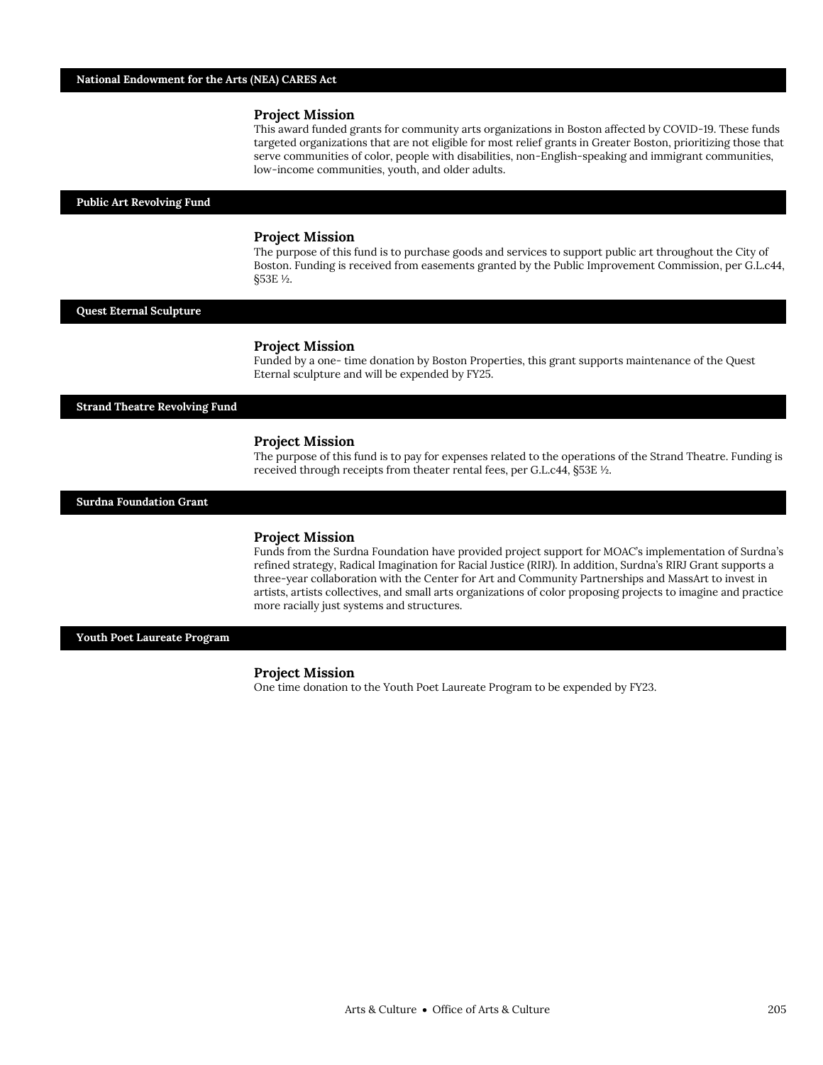## National Endowment for the Arts (NEA) CARES Act

### Project Mission

This award funded grants for community arts organizations in Boston affected by COVID-19. These funds targeted organizations that are not eligible for most relief grants in Greater Boston, prioritizing those that serve communities of color, people with disabilities, non-English-speaking and immigrant communities, low-income communities, youth, and older adults.

## Public Art Revolving Fund

### Project Mission

The purpose of this fund is to purchase goods and services to support public art throughout the City of Boston. Funding is received from easements granted by the Public Improvement Commission, per G.L.c44, §53E ½.

## Quest Eternal Sculpture

### Project Mission

Funded by a one- time donation by Boston Properties, this grant supports maintenance of the Quest Eternal sculpture and will be expended by FY25.

## Strand Theatre Revolving Fund

### Project Mission

The purpose of this fund is to pay for expenses related to the operations of the Strand Theatre. Funding is received through receipts from theater rental fees, per G.L.c44, §53E ½.

## Surdna Foundation Grant

### Project Mission

Funds from the Surdna Foundation have provided project support for MOAC's implementation of Surdna's refined strategy, Radical Imagination for Racial Justice (RIRJ). In addition, Surdna's RIRJ Grant supports a three-year collaboration with the Center for Art and Community Partnerships and MassArt to invest in artists, artists collectives, and small arts organizations of color proposing projects to imagine and practice more racially just systems and structures.

## Youth Poet Laureate Program

### Project Mission

One time donation to the Youth Poet Laureate Program to be expended by FY23.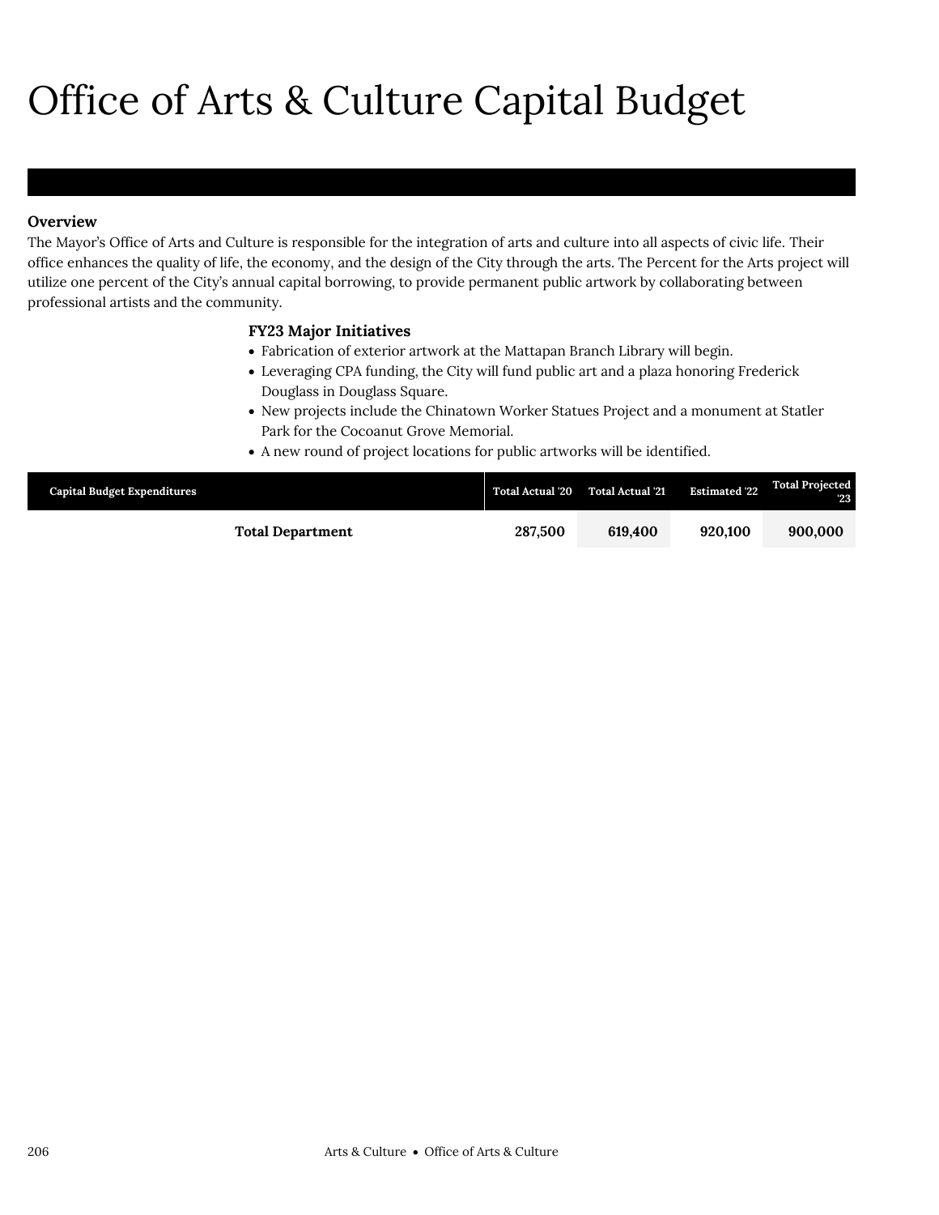# Office of Arts & Culture Capital Budget

### Overview

The Mayor's Office of Arts and Culture is responsible for the integration of arts and culture into all aspects of civic life. Their office enhances the quality of life, the economy, and the design of the City through the arts. The Percent for the Arts project will utilize one percent of the City's annual capital borrowing, to provide permanent public artwork by collaborating between professional artists and the community.

### FY23 Major Initiatives

- Fabrication of exterior artwork at the Mattapan Branch Library will begin.
- Leveraging CPA funding, the City will fund public art and a plaza honoring Frederick Douglass in Douglass Square.
- New projects include the Chinatown Worker Statues Project and a monument at Statler Park for the Cocoanut Grove Memorial.
- A new round of project locations for public artworks will be identified.

| Capital Budget Expenditures | Total Actual '20 | Total Actual '21 | Estimated '22 | Total Projected '23 |
|---|---|---|---|---|
| **Total Department** | **287,500** | **619,400** | **920,100** | **900,000** |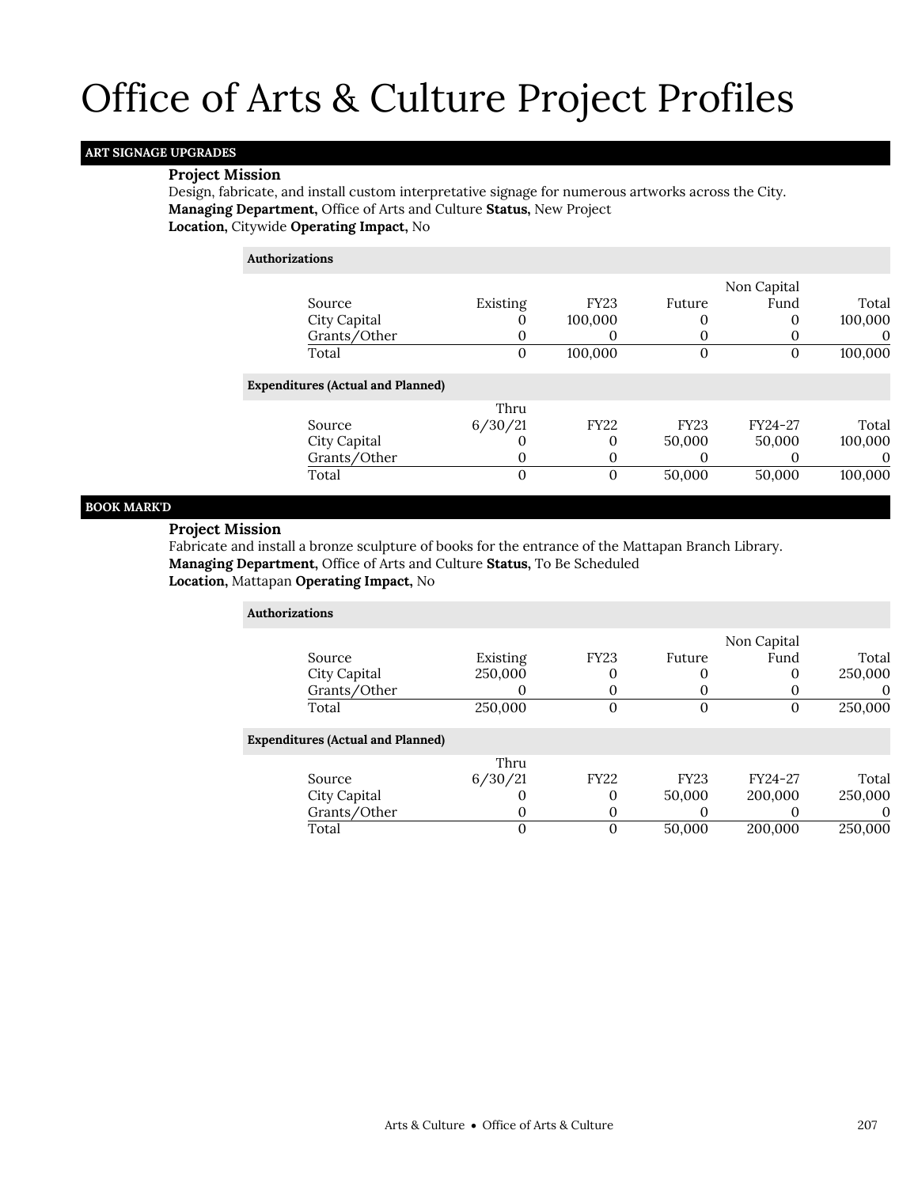# Office of Arts & Culture Project Profiles

## ART SIGNAGE UPGRADES

**Project Mission**

Design, fabricate, and install custom interpretative signage for numerous artworks across the City.

**Managing Department,** Office of Arts and Culture **Status,** New Project

**Location,** Citywide **Operating Impact,** No

**Authorizations**

| Source | Existing | FY23 | Future | Non Capital Fund | Total |
|---|---|---|---|---|---|
| City Capital | 0 | 100,000 | 0 | 0 | 100,000 |
| Grants/Other | 0 | 0 | 0 | 0 | 0 |
| Total | 0 | 100,000 | 0 | 0 | 100,000 |

**Expenditures (Actual and Planned)**

| Source | Thru 6/30/21 | FY22 | FY23 | FY24-27 | Total |
|---|---|---|---|---|---|
| City Capital | 0 | 0 | 50,000 | 50,000 | 100,000 |
| Grants/Other | 0 | 0 | 0 | 0 | 0 |
| Total | 0 | 0 | 50,000 | 50,000 | 100,000 |

## BOOK MARK'D

**Project Mission**

Fabricate and install a bronze sculpture of books for the entrance of the Mattapan Branch Library.

**Managing Department,** Office of Arts and Culture **Status,** To Be Scheduled

**Location,** Mattapan **Operating Impact,** No

**Authorizations**

| Source | Existing | FY23 | Future | Non Capital Fund | Total |
|---|---|---|---|---|---|
| City Capital | 250,000 | 0 | 0 | 0 | 250,000 |
| Grants/Other | 0 | 0 | 0 | 0 | 0 |
| Total | 250,000 | 0 | 0 | 0 | 250,000 |

**Expenditures (Actual and Planned)**

| Source | Thru 6/30/21 | FY22 | FY23 | FY24-27 | Total |
|---|---|---|---|---|---|
| City Capital | 0 | 0 | 50,000 | 200,000 | 250,000 |
| Grants/Other | 0 | 0 | 0 | 0 | 0 |
| Total | 0 | 0 | 50,000 | 200,000 | 250,000 |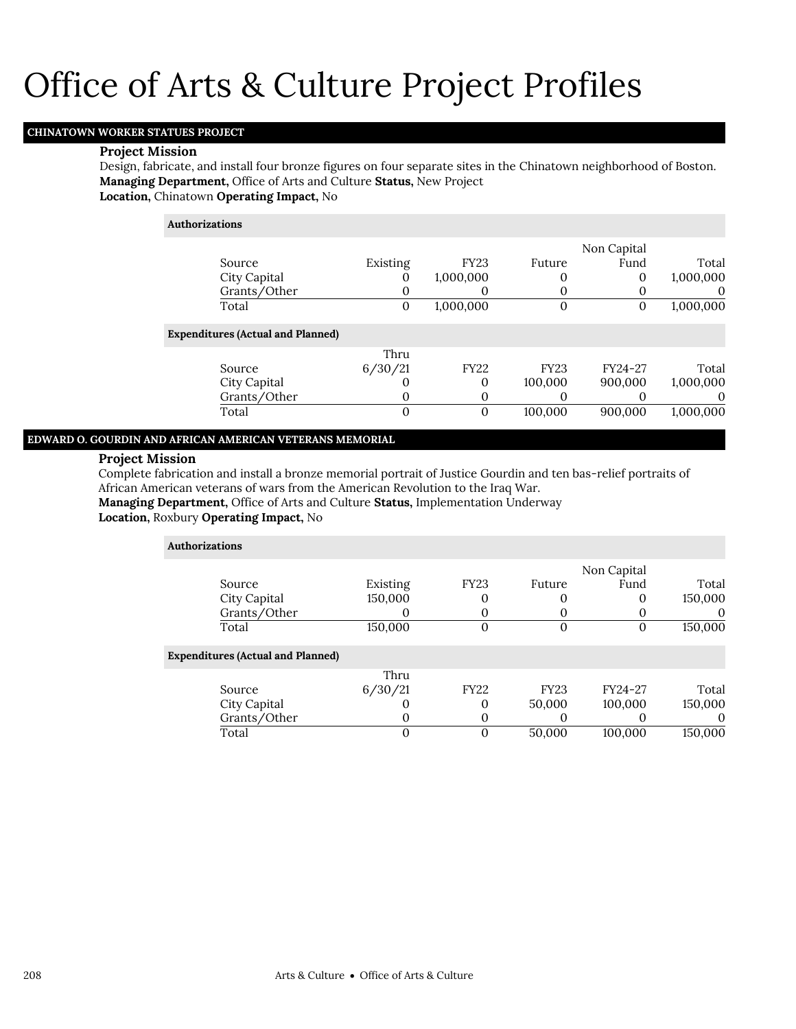# Office of Arts & Culture Project Profiles

## CHINATOWN WORKER STATUES PROJECT

**Project Mission**

Design, fabricate, and install four bronze figures on four separate sites in the Chinatown neighborhood of Boston.

**Managing Department,** Office of Arts and Culture **Status,** New Project

**Location,** Chinatown **Operating Impact,** No

**Authorizations**

| Source | Existing | FY23 | Future | Non Capital Fund | Total |
|---|---|---|---|---|---|
| City Capital | 0 | 1,000,000 | 0 | 0 | 1,000,000 |
| Grants/Other | 0 | 0 | 0 | 0 | 0 |
| Total | 0 | 1,000,000 | 0 | 0 | 1,000,000 |

**Expenditures (Actual and Planned)**

| Source | Thru 6/30/21 | FY22 | FY23 | FY24-27 | Total |
|---|---|---|---|---|---|
| City Capital | 0 | 0 | 100,000 | 900,000 | 1,000,000 |
| Grants/Other | 0 | 0 | 0 | 0 | 0 |
| Total | 0 | 0 | 100,000 | 900,000 | 1,000,000 |

## EDWARD O. GOURDIN AND AFRICAN AMERICAN VETERANS MEMORIAL

**Project Mission**

Complete fabrication and install a bronze memorial portrait of Justice Gourdin and ten bas-relief portraits of African American veterans of wars from the American Revolution to the Iraq War.

**Managing Department,** Office of Arts and Culture **Status,** Implementation Underway

**Location,** Roxbury **Operating Impact,** No

**Authorizations**

| Source | Existing | FY23 | Future | Non Capital Fund | Total |
|---|---|---|---|---|---|
| City Capital | 150,000 | 0 | 0 | 0 | 150,000 |
| Grants/Other | 0 | 0 | 0 | 0 | 0 |
| Total | 150,000 | 0 | 0 | 0 | 150,000 |

**Expenditures (Actual and Planned)**

| Source | Thru 6/30/21 | FY22 | FY23 | FY24-27 | Total |
|---|---|---|---|---|---|
| City Capital | 0 | 0 | 50,000 | 100,000 | 150,000 |
| Grants/Other | 0 | 0 | 0 | 0 | 0 |
| Total | 0 | 0 | 50,000 | 100,000 | 150,000 |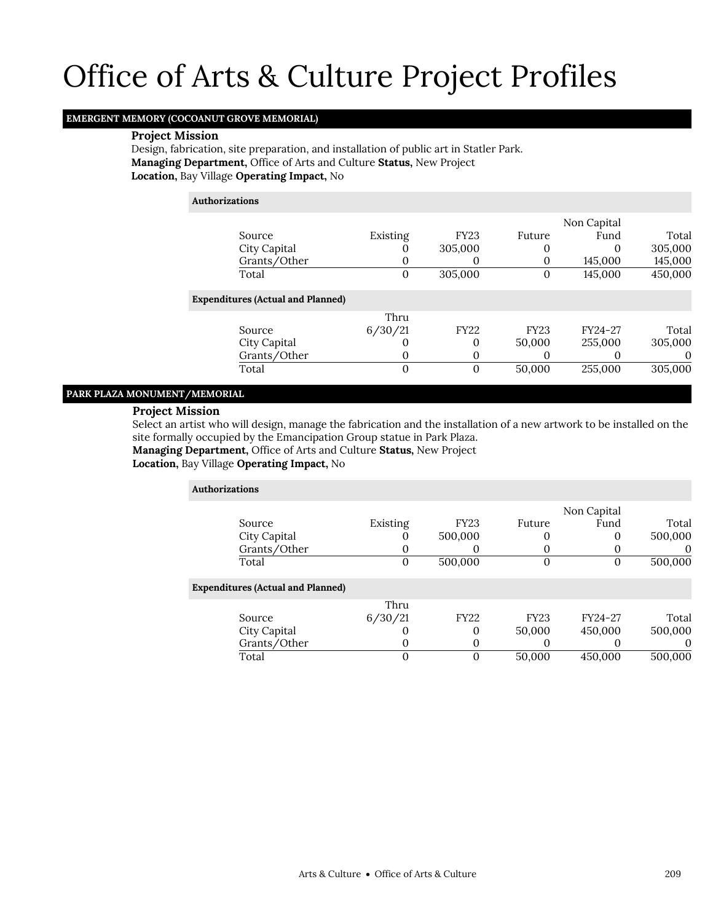# Office of Arts & Culture Project Profiles

## EMERGENT MEMORY (COCOANUT GROVE MEMORIAL)

**Project Mission**

Design, fabrication, site preparation, and installation of public art in Statler Park.

**Managing Department,** Office of Arts and Culture **Status,** New Project

**Location,** Bay Village **Operating Impact,** No

**Authorizations**

| Source | Existing | FY23 | Future | Non Capital Fund | Total |
|---|---|---|---|---|---|
| City Capital | 0 | 305,000 | 0 | 0 | 305,000 |
| Grants/Other | 0 | 0 | 0 | 145,000 | 145,000 |
| Total | 0 | 305,000 | 0 | 145,000 | 450,000 |

**Expenditures (Actual and Planned)**

| Source | Thru 6/30/21 | FY22 | FY23 | FY24-27 | Total |
|---|---|---|---|---|---|
| City Capital | 0 | 0 | 50,000 | 255,000 | 305,000 |
| Grants/Other | 0 | 0 | 0 | 0 | 0 |
| Total | 0 | 0 | 50,000 | 255,000 | 305,000 |

## PARK PLAZA MONUMENT/MEMORIAL

**Project Mission**

Select an artist who will design, manage the fabrication and the installation of a new artwork to be installed on the site formally occupied by the Emancipation Group statue in Park Plaza.

**Managing Department,** Office of Arts and Culture **Status,** New Project

**Location,** Bay Village **Operating Impact,** No

**Authorizations**

| Source | Existing | FY23 | Future | Non Capital Fund | Total |
|---|---|---|---|---|---|
| City Capital | 0 | 500,000 | 0 | 0 | 500,000 |
| Grants/Other | 0 | 0 | 0 | 0 | 0 |
| Total | 0 | 500,000 | 0 | 0 | 500,000 |

**Expenditures (Actual and Planned)**

| Source | Thru 6/30/21 | FY22 | FY23 | FY24-27 | Total |
|---|---|---|---|---|---|
| City Capital | 0 | 0 | 50,000 | 450,000 | 500,000 |
| Grants/Other | 0 | 0 | 0 | 0 | 0 |
| Total | 0 | 0 | 50,000 | 450,000 | 500,000 |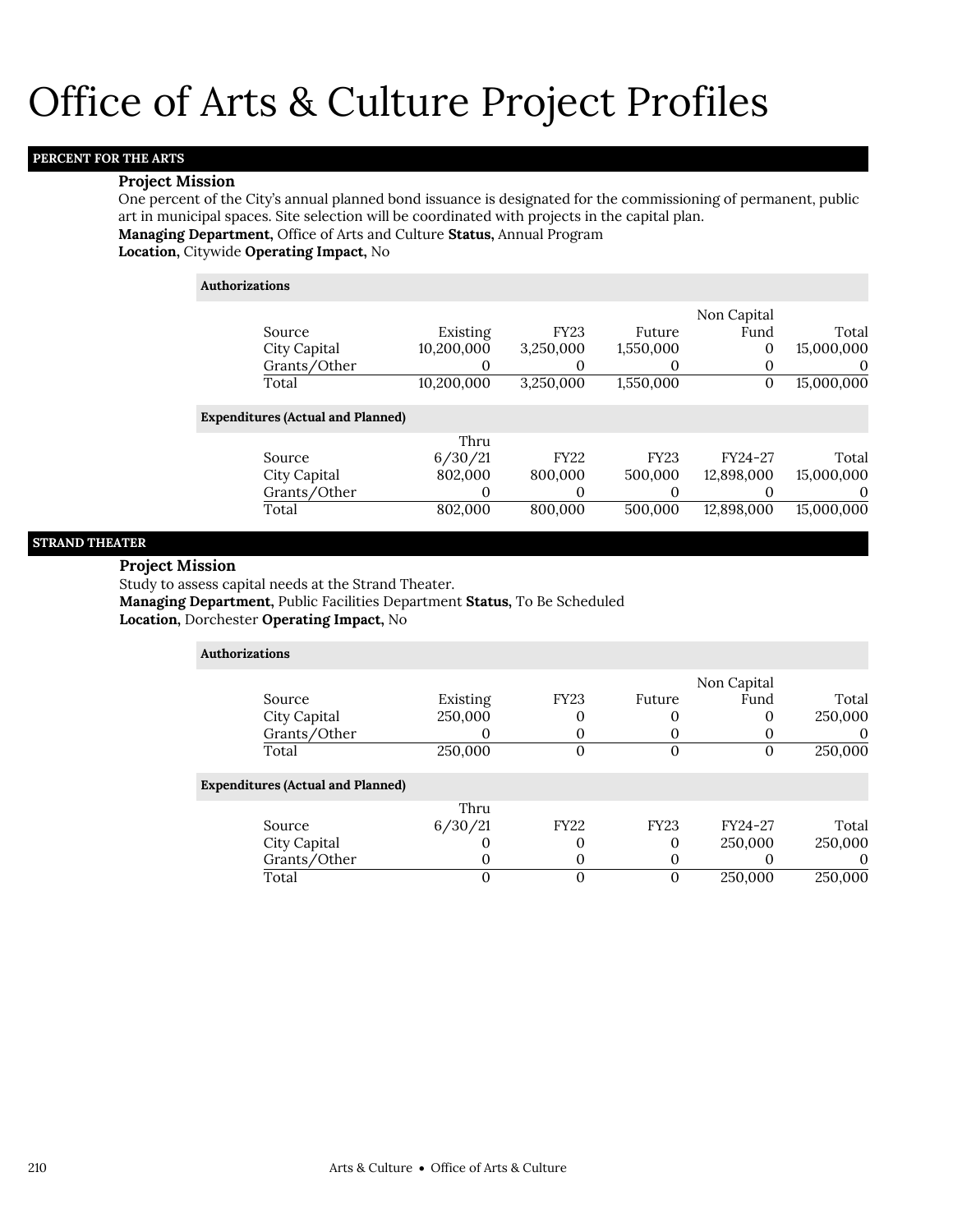# Office of Arts & Culture Project Profiles

## PERCENT FOR THE ARTS

**Project Mission**

One percent of the City's annual planned bond issuance is designated for the commissioning of permanent, public art in municipal spaces. Site selection will be coordinated with projects in the capital plan.

**Managing Department,** Office of Arts and Culture **Status,** Annual Program

**Location,** Citywide **Operating Impact,** No

**Authorizations**

| Source | Existing | FY23 | Future | Non Capital Fund | Total |
|---|---|---|---|---|---|
| City Capital | 10,200,000 | 3,250,000 | 1,550,000 | 0 | 15,000,000 |
| Grants/Other | 0 | 0 | 0 | 0 | 0 |
| Total | 10,200,000 | 3,250,000 | 1,550,000 | 0 | 15,000,000 |

**Expenditures (Actual and Planned)**

| Source | Thru 6/30/21 | FY22 | FY23 | FY24-27 | Total |
|---|---|---|---|---|---|
| City Capital | 802,000 | 800,000 | 500,000 | 12,898,000 | 15,000,000 |
| Grants/Other | 0 | 0 | 0 | 0 | 0 |
| Total | 802,000 | 800,000 | 500,000 | 12,898,000 | 15,000,000 |

## STRAND THEATER

**Project Mission**

Study to assess capital needs at the Strand Theater.

**Managing Department,** Public Facilities Department **Status,** To Be Scheduled

**Location,** Dorchester **Operating Impact,** No

**Authorizations**

| Source | Existing | FY23 | Future | Non Capital Fund | Total |
|---|---|---|---|---|---|
| City Capital | 250,000 | 0 | 0 | 0 | 250,000 |
| Grants/Other | 0 | 0 | 0 | 0 | 0 |
| Total | 250,000 | 0 | 0 | 0 | 250,000 |

**Expenditures (Actual and Planned)**

| Source | Thru 6/30/21 | FY22 | FY23 | FY24-27 | Total |
|---|---|---|---|---|---|
| City Capital | 0 | 0 | 0 | 250,000 | 250,000 |
| Grants/Other | 0 | 0 | 0 | 0 | 0 |
| Total | 0 | 0 | 0 | 250,000 | 250,000 |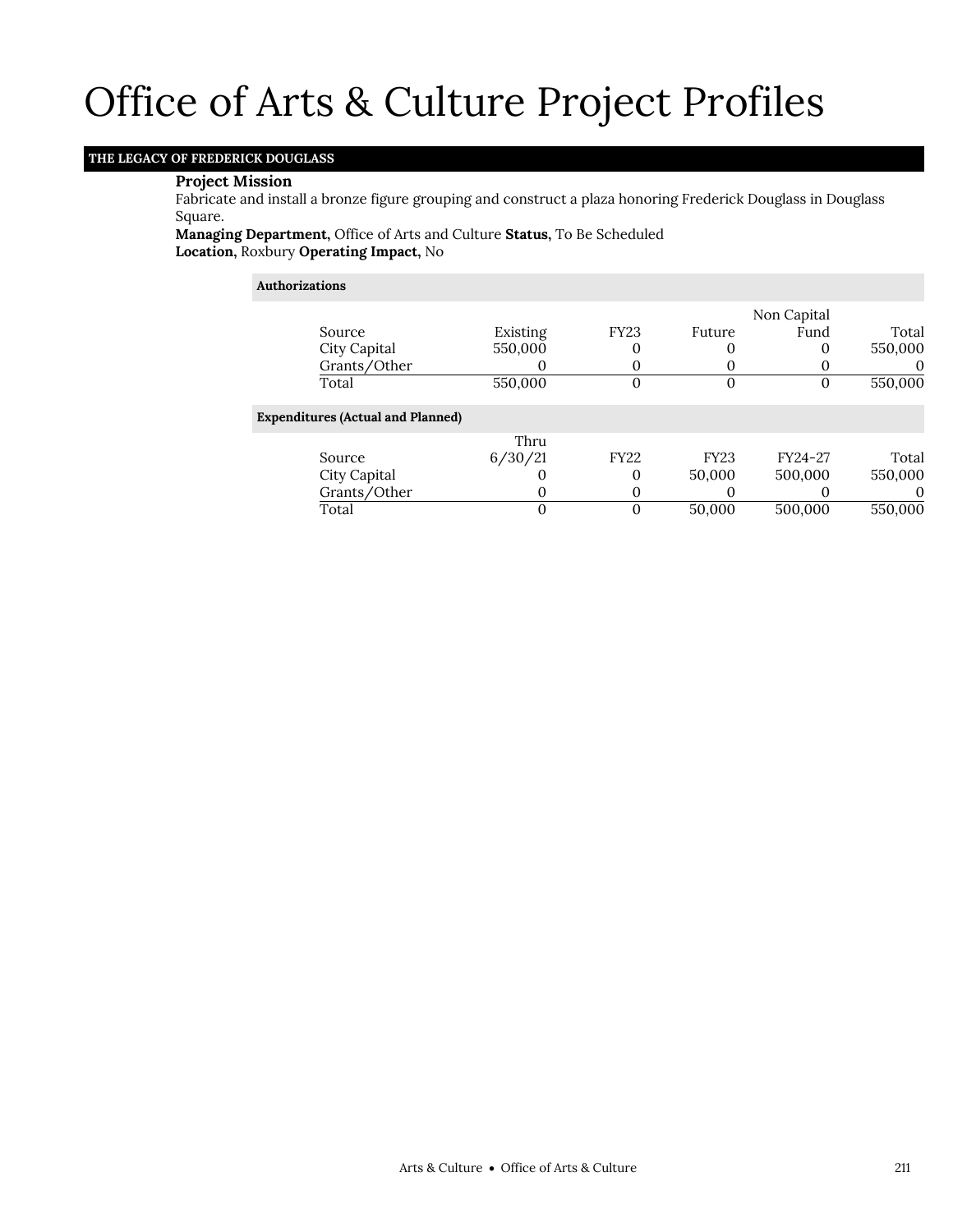# Office of Arts & Culture Project Profiles

## THE LEGACY OF FREDERICK DOUGLASS

**Project Mission**

Fabricate and install a bronze figure grouping and construct a plaza honoring Frederick Douglass in Douglass Square.

**Managing Department,** Office of Arts and Culture **Status,** To Be Scheduled

**Location,** Roxbury **Operating Impact,** No

**Authorizations**

| Source | Existing | FY23 | Future | Non Capital Fund | Total |
|---|---|---|---|---|---|
| City Capital | 550,000 | 0 | 0 | 0 | 550,000 |
| Grants/Other | 0 | 0 | 0 | 0 | 0 |
| Total | 550,000 | 0 | 0 | 0 | 550,000 |

**Expenditures (Actual and Planned)**

| Source | Thru 6/30/21 | FY22 | FY23 | FY24-27 | Total |
|---|---|---|---|---|---|
| City Capital | 0 | 0 | 50,000 | 500,000 | 550,000 |
| Grants/Other | 0 | 0 | 0 | 0 | 0 |
| Total | 0 | 0 | 50,000 | 500,000 | 550,000 |